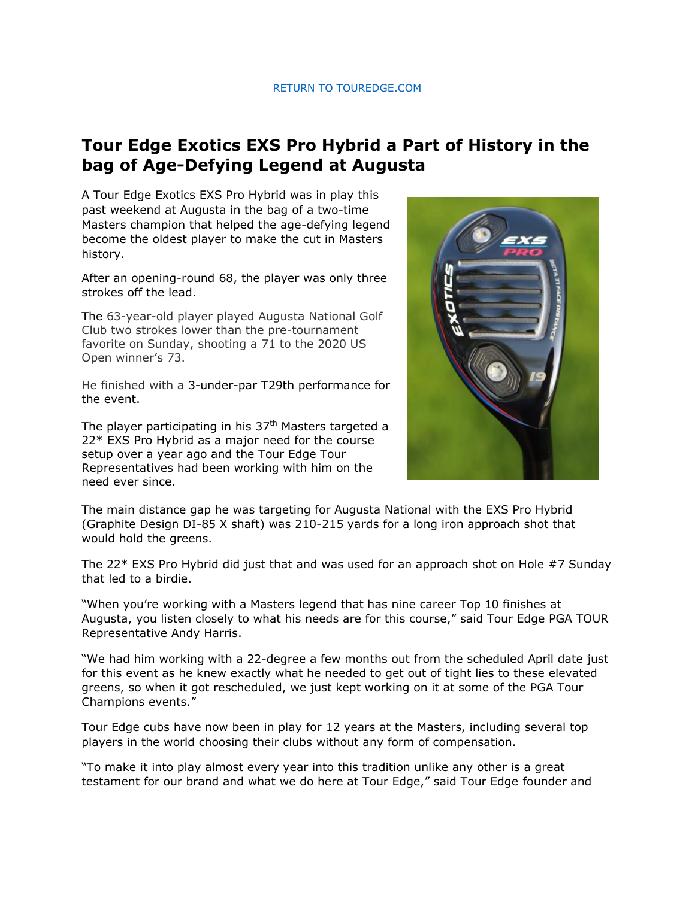[RETURN TO TOUREDGE.COM](https://touredge.com)

# Tour Edge Exotics EXS Pro Hybrid a Part of History in the bag of Age-Defying Legend at Augusta

A Tour Edge Exotics EXS Pro Hybrid was in play this past weekend at Augusta in the bag of a two-time Masters champion that helped the age-defying legend become the oldest player to make the cut in Masters history.

After an opening-round 68, the player was only three strokes off the lead.

The 63-year-old player played Augusta National Golf Club two strokes lower than the pre-tournament favorite on Sunday, shooting a 71 to the 2020 US Open winner's 73.

He finished with a 3-under-par T29th performance for the event.

The player participating in his 37th Masters targeted a 22* EXS Pro Hybrid as a major need for the course setup over a year ago and the Tour Edge Tour Representatives had been working with him on the need ever since.

The main distance gap he was targeting for Augusta National with the EXS Pro Hybrid (Graphite Design DI-85 X shaft) was 210-215 yards for a long iron approach shot that would hold the greens.

The 22* EXS Pro Hybrid did just that and was used for an approach shot on Hole #7 Sunday that led to a birdie.

"When you're working with a Masters legend that has nine career Top 10 finishes at Augusta, you listen closely to what his needs are for this course," said Tour Edge PGA TOUR Representative Andy Harris.

"We had him working with a 22-degree a few months out from the scheduled April date just for this event as he knew exactly what he needed to get out of tight lies to these elevated greens, so when it got rescheduled, we just kept working on it at some of the PGA Tour Champions events."

Tour Edge cubs have now been in play for 12 years at the Masters, including several top players in the world choosing their clubs without any form of compensation.

"To make it into play almost every year into this tradition unlike any other is a great testament for our brand and what we do here at Tour Edge," said Tour Edge founder and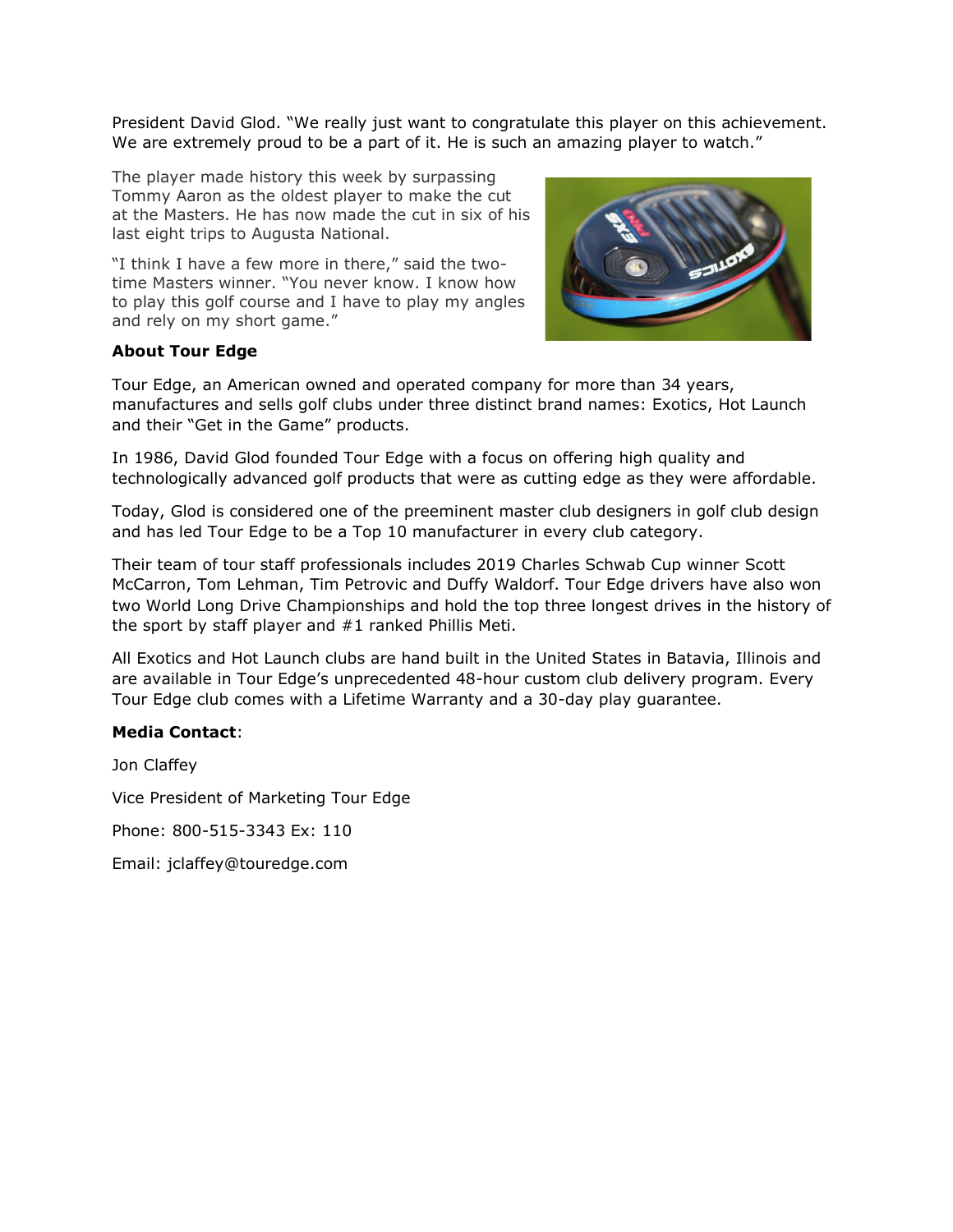President David Glod. "We really just want to congratulate this player on this achievement. We are extremely proud to be a part of it. He is such an amazing player to watch."

The player made history this week by surpassing Tommy Aaron as the oldest player to make the cut at the Masters. He has now made the cut in six of his last eight trips to Augusta National.

"I think I have a few more in there," said the two-time Masters winner. "You never know. I know how to play this golf course and I have to play my angles and rely on my short game."

**About Tour Edge**

Tour Edge, an American owned and operated company for more than 34 years, manufactures and sells golf clubs under three distinct brand names: Exotics, Hot Launch and their "Get in the Game" products.

In 1986, David Glod founded Tour Edge with a focus on offering high quality and technologically advanced golf products that were as cutting edge as they were affordable.

Today, Glod is considered one of the preeminent master club designers in golf club design and has led Tour Edge to be a Top 10 manufacturer in every club category.

Their team of tour staff professionals includes 2019 Charles Schwab Cup winner Scott McCarron, Tom Lehman, Tim Petrovic and Duffy Waldorf. Tour Edge drivers have also won two World Long Drive Championships and hold the top three longest drives in the history of the sport by staff player and #1 ranked Phillis Meti.

All Exotics and Hot Launch clubs are hand built in the United States in Batavia, Illinois and are available in Tour Edge's unprecedented 48-hour custom club delivery program. Every Tour Edge club comes with a Lifetime Warranty and a 30-day play guarantee.

**Media Contact**:

Jon Claffey

Vice President of Marketing Tour Edge

Phone: 800-515-3343 Ex: 110

Email: jclaffey@touredge.com